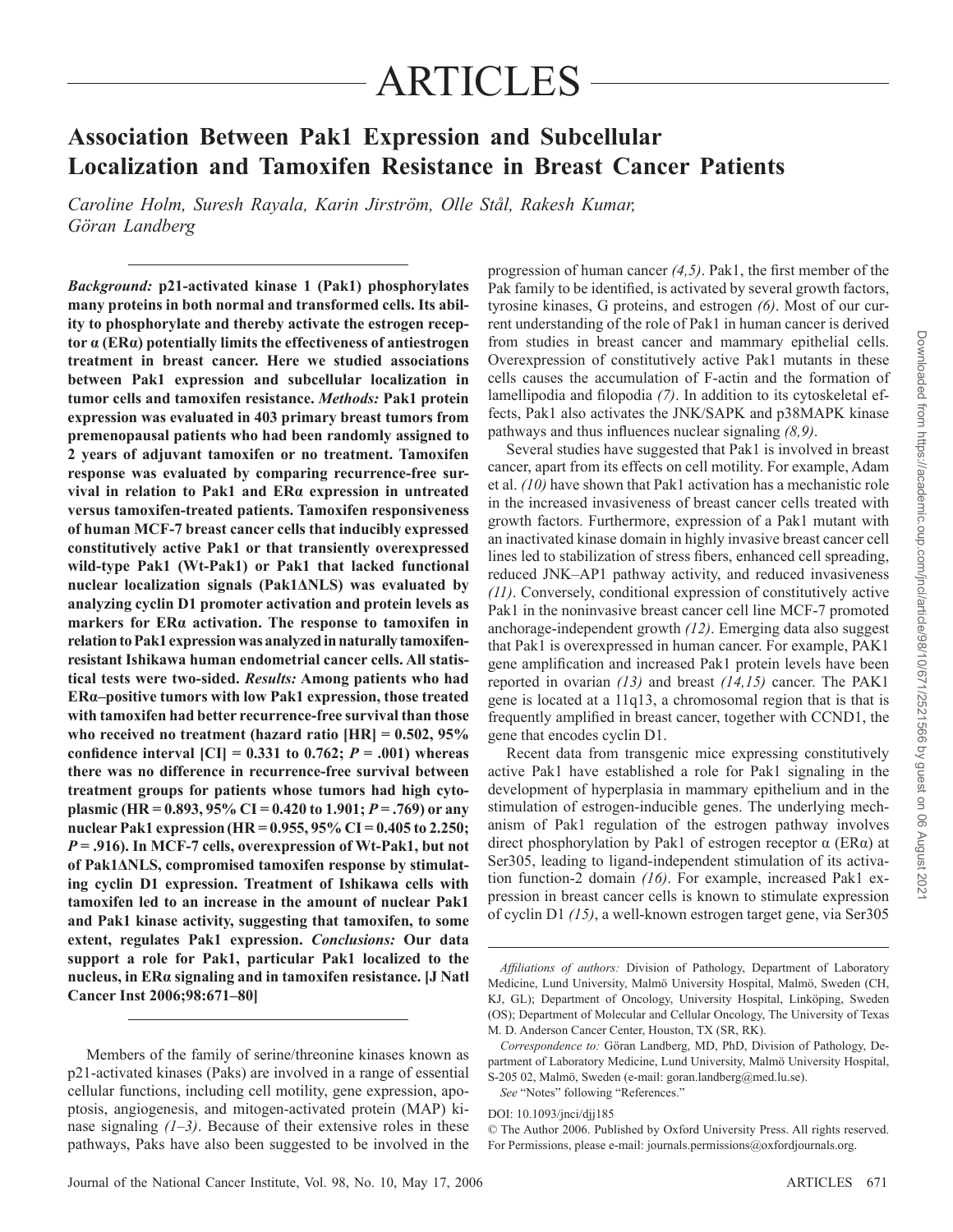# ARTICLES

## Association Between Pak1 Expression and Subcellular Localization and Tamoxifen Resistance in Breast Cancer Patients

*Caroline Holm, Suresh Rayala, Karin Jirström, Olle Stål, Rakesh Kumar, Göran Landberg*

***Background:*** **p21-activated kinase 1 (Pak1) phosphorylates many proteins in both normal and transformed cells. Its ability to phosphorylate and thereby activate the estrogen receptor α (ERα) potentially limits the effectiveness of antiestrogen treatment in breast cancer. Here we studied associations between Pak1 expression and subcellular localization in tumor cells and tamoxifen resistance.** ***Methods:*** **Pak1 protein expression was evaluated in 403 primary breast tumors from premenopausal patients who had been randomly assigned to 2 years of adjuvant tamoxifen or no treatment. Tamoxifen response was evaluated by comparing recurrence-free survival in relation to Pak1 and ERα expression in untreated versus tamoxifen-treated patients. Tamoxifen responsiveness of human MCF-7 breast cancer cells that inducibly expressed constitutively active Pak1 or that transiently overexpressed wild-type Pak1 (Wt-Pak1) or Pak1 that lacked functional nuclear localization signals (Pak1ΔNLS) was evaluated by analyzing cyclin D1 promoter activation and protein levels as markers for ERα activation. The response to tamoxifen in relation to Pak1 expression was analyzed in naturally tamoxifen-resistant Ishikawa human endometrial cancer cells. All statistical tests were two-sided.** ***Results:*** **Among patients who had ERα–positive tumors with low Pak1 expression, those treated with tamoxifen had better recurrence-free survival than those who received no treatment (hazard ratio [HR] = 0.502, 95% confidence interval [CI] = 0.331 to 0.762; $P$ = .001) whereas there was no difference in recurrence-free survival between treatment groups for patients whose tumors had high cytoplasmic (HR = 0.893, 95% CI = 0.420 to 1.901; $P$ = .769) or any nuclear Pak1 expression (HR = 0.955, 95% CI = 0.405 to 2.250; $P$ = .916). In MCF-7 cells, overexpression of Wt-Pak1, but not of Pak1ΔNLS, compromised tamoxifen response by stimulating cyclin D1 expression. Treatment of Ishikawa cells with tamoxifen led to an increase in the amount of nuclear Pak1 and Pak1 kinase activity, suggesting that tamoxifen, to some extent, regulates Pak1 expression.** ***Conclusions:*** **Our data support a role for Pak1, particular Pak1 localized to the nucleus, in ERα signaling and in tamoxifen resistance. [J Natl Cancer Inst 2006;98:671–80]**

Members of the family of serine/threonine kinases known as p21-activated kinases (Paks) are involved in a range of essential cellular functions, including cell motility, gene expression, apoptosis, angiogenesis, and mitogen-activated protein (MAP) kinase signaling *(1–3)*. Because of their extensive roles in these pathways, Paks have also been suggested to be involved in the progression of human cancer *(4,5)*. Pak1, the first member of the Pak family to be identified, is activated by several growth factors, tyrosine kinases, G proteins, and estrogen *(6)*. Most of our current understanding of the role of Pak1 in human cancer is derived from studies in breast cancer and mammary epithelial cells. Overexpression of constitutively active Pak1 mutants in these cells causes the accumulation of F-actin and the formation of lamellipodia and filopodia *(7)*. In addition to its cytoskeletal effects, Pak1 also activates the JNK/SAPK and p38MAPK kinase pathways and thus influences nuclear signaling *(8,9)*.

Several studies have suggested that Pak1 is involved in breast cancer, apart from its effects on cell motility. For example, Adam et al. *(10)* have shown that Pak1 activation has a mechanistic role in the increased invasiveness of breast cancer cells treated with growth factors. Furthermore, expression of a Pak1 mutant with an inactivated kinase domain in highly invasive breast cancer cell lines led to stabilization of stress fibers, enhanced cell spreading, reduced JNK–AP1 pathway activity, and reduced invasiveness *(11)*. Conversely, conditional expression of constitutively active Pak1 in the noninvasive breast cancer cell line MCF-7 promoted anchorage-independent growth *(12)*. Emerging data also suggest that Pak1 is overexpressed in human cancer. For example, PAK1 gene amplification and increased Pak1 protein levels have been reported in ovarian *(13)* and breast *(14,15)* cancer. The PAK1 gene is located at a 11q13, a chromosomal region that is that is frequently amplified in breast cancer, together with CCND1, the gene that encodes cyclin D1.

Recent data from transgenic mice expressing constitutively active Pak1 have established a role for Pak1 signaling in the development of hyperplasia in mammary epithelium and in the stimulation of estrogen-inducible genes. The underlying mechanism of Pak1 regulation of the estrogen pathway involves direct phosphorylation by Pak1 of estrogen receptor α (ERα) at Ser305, leading to ligand-independent stimulation of its activation function-2 domain *(16)*. For example, increased Pak1 expression in breast cancer cells is known to stimulate expression of cyclin D1 *(15)*, a well-known estrogen target gene, via Ser305

*Affiliations of authors:* Division of Pathology, Department of Laboratory Medicine, Lund University, Malmö University Hospital, Malmö, Sweden (CH, KJ, GL); Department of Oncology, University Hospital, Linköping, Sweden (OS); Department of Molecular and Cellular Oncology, The University of Texas M. D. Anderson Cancer Center, Houston, TX (SR, RK).

*Correspondence to:* Göran Landberg, MD, PhD, Division of Pathology, Department of Laboratory Medicine, Lund University, Malmö University Hospital, S-205 02, Malmö, Sweden (e-mail: goran.landberg@med.lu.se).

*See* "Notes" following "References."

DOI: 10.1093/jnci/djj185

© The Author 2006. Published by Oxford University Press. All rights reserved. For Permissions, please e-mail: journals.permissions@oxfordjournals.org.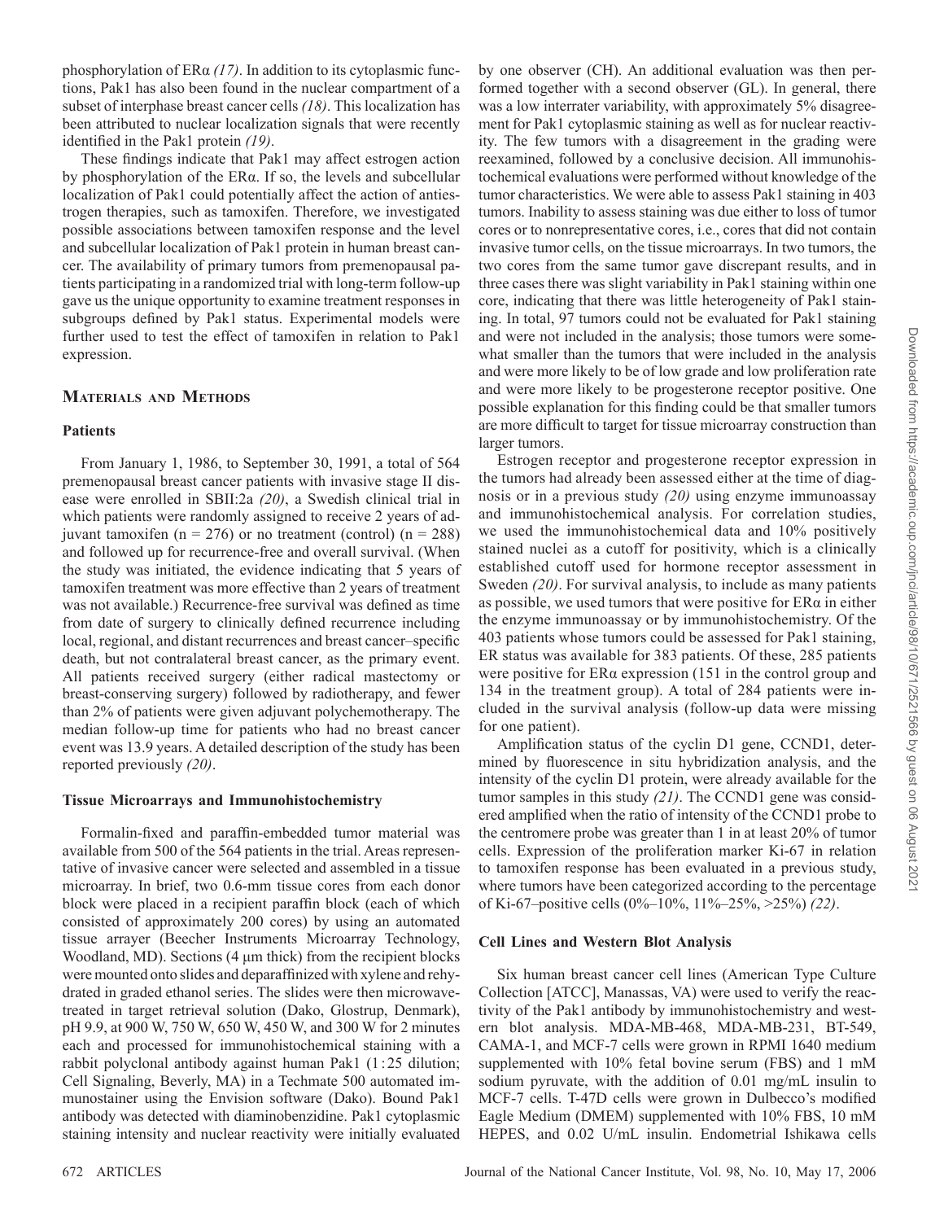phosphorylation of ERα *(17)*. In addition to its cytoplasmic functions, Pak1 has also been found in the nuclear compartment of a subset of interphase breast cancer cells *(18)*. This localization has been attributed to nuclear localization signals that were recently identified in the Pak1 protein *(19)*.

These findings indicate that Pak1 may affect estrogen action by phosphorylation of the ERα. If so, the levels and subcellular localization of Pak1 could potentially affect the action of antiestrogen therapies, such as tamoxifen. Therefore, we investigated possible associations between tamoxifen response and the level and subcellular localization of Pak1 protein in human breast cancer. The availability of primary tumors from premenopausal patients participating in a randomized trial with long-term follow-up gave us the unique opportunity to examine treatment responses in subgroups defined by Pak1 status. Experimental models were further used to test the effect of tamoxifen in relation to Pak1 expression.

## Materials and Methods

### Patients

From January 1, 1986, to September 30, 1991, a total of 564 premenopausal breast cancer patients with invasive stage II disease were enrolled in SBII:2a *(20)*, a Swedish clinical trial in which patients were randomly assigned to receive 2 years of adjuvant tamoxifen (n = 276) or no treatment (control) (n = 288) and followed up for recurrence-free and overall survival. (When the study was initiated, the evidence indicating that 5 years of tamoxifen treatment was more effective than 2 years of treatment was not available.) Recurrence-free survival was defined as time from date of surgery to clinically defined recurrence including local, regional, and distant recurrences and breast cancer–specific death, but not contralateral breast cancer, as the primary event. All patients received surgery (either radical mastectomy or breast-conserving surgery) followed by radiotherapy, and fewer than 2% of patients were given adjuvant polychemotherapy. The median follow-up time for patients who had no breast cancer event was 13.9 years. A detailed description of the study has been reported previously *(20)*.

### Tissue Microarrays and Immunohistochemistry

Formalin-fixed and paraffin-embedded tumor material was available from 500 of the 564 patients in the trial. Areas representative of invasive cancer were selected and assembled in a tissue microarray. In brief, two 0.6-mm tissue cores from each donor block were placed in a recipient paraffin block (each of which consisted of approximately 200 cores) by using an automated tissue arrayer (Beecher Instruments Microarray Technology, Woodland, MD). Sections (4 μm thick) from the recipient blocks were mounted onto slides and deparaffinized with xylene and rehydrated in graded ethanol series. The slides were then microwave-treated in target retrieval solution (Dako, Glostrup, Denmark), pH 9.9, at 900 W, 750 W, 650 W, 450 W, and 300 W for 2 minutes each and processed for immunohistochemical staining with a rabbit polyclonal antibody against human Pak1 (1 : 25 dilution; Cell Signaling, Beverly, MA) in a Techmate 500 automated immunostainer using the Envision software (Dako). Bound Pak1 antibody was detected with diaminobenzidine. Pak1 cytoplasmic staining intensity and nuclear reactivity were initially evaluated by one observer (CH). An additional evaluation was then performed together with a second observer (GL). In general, there was a low interrater variability, with approximately 5% disagreement for Pak1 cytoplasmic staining as well as for nuclear reactivity. The few tumors with a disagreement in the grading were reexamined, followed by a conclusive decision. All immunohistochemical evaluations were performed without knowledge of the tumor characteristics. We were able to assess Pak1 staining in 403 tumors. Inability to assess staining was due either to loss of tumor cores or to nonrepresentative cores, i.e., cores that did not contain invasive tumor cells, on the tissue microarrays. In two tumors, the two cores from the same tumor gave discrepant results, and in three cases there was slight variability in Pak1 staining within one core, indicating that there was little heterogeneity of Pak1 staining. In total, 97 tumors could not be evaluated for Pak1 staining and were not included in the analysis; those tumors were somewhat smaller than the tumors that were included in the analysis and were more likely to be of low grade and low proliferation rate and were more likely to be progesterone receptor positive. One possible explanation for this finding could be that smaller tumors are more difficult to target for tissue microarray construction than larger tumors.

Estrogen receptor and progesterone receptor expression in the tumors had already been assessed either at the time of diagnosis or in a previous study *(20)* using enzyme immunoassay and immunohistochemical analysis. For correlation studies, we used the immunohistochemical data and 10% positively stained nuclei as a cutoff for positivity, which is a clinically established cutoff used for hormone receptor assessment in Sweden *(20)*. For survival analysis, to include as many patients as possible, we used tumors that were positive for ERα in either the enzyme immunoassay or by immunohistochemistry. Of the 403 patients whose tumors could be assessed for Pak1 staining, ER status was available for 383 patients. Of these, 285 patients were positive for ERα expression (151 in the control group and 134 in the treatment group). A total of 284 patients were included in the survival analysis (follow-up data were missing for one patient).

Amplification status of the cyclin D1 gene, CCND1, determined by fluorescence in situ hybridization analysis, and the intensity of the cyclin D1 protein, were already available for the tumor samples in this study *(21)*. The CCND1 gene was considered amplified when the ratio of intensity of the CCND1 probe to the centromere probe was greater than 1 in at least 20% of tumor cells. Expression of the proliferation marker Ki-67 in relation to tamoxifen response has been evaluated in a previous study, where tumors have been categorized according to the percentage of Ki-67–positive cells (0%–10%, 11%–25%, >25%) *(22)*.

### Cell Lines and Western Blot Analysis

Six human breast cancer cell lines (American Type Culture Collection [ATCC], Manassas, VA) were used to verify the reactivity of the Pak1 antibody by immunohistochemistry and western blot analysis. MDA-MB-468, MDA-MB-231, BT-549, CAMA-1, and MCF-7 cells were grown in RPMI 1640 medium supplemented with 10% fetal bovine serum (FBS) and 1 mM sodium pyruvate, with the addition of 0.01 mg/mL insulin to MCF-7 cells. T-47D cells were grown in Dulbecco's modified Eagle Medium (DMEM) supplemented with 10% FBS, 10 mM HEPES, and 0.02 U/mL insulin. Endometrial Ishikawa cells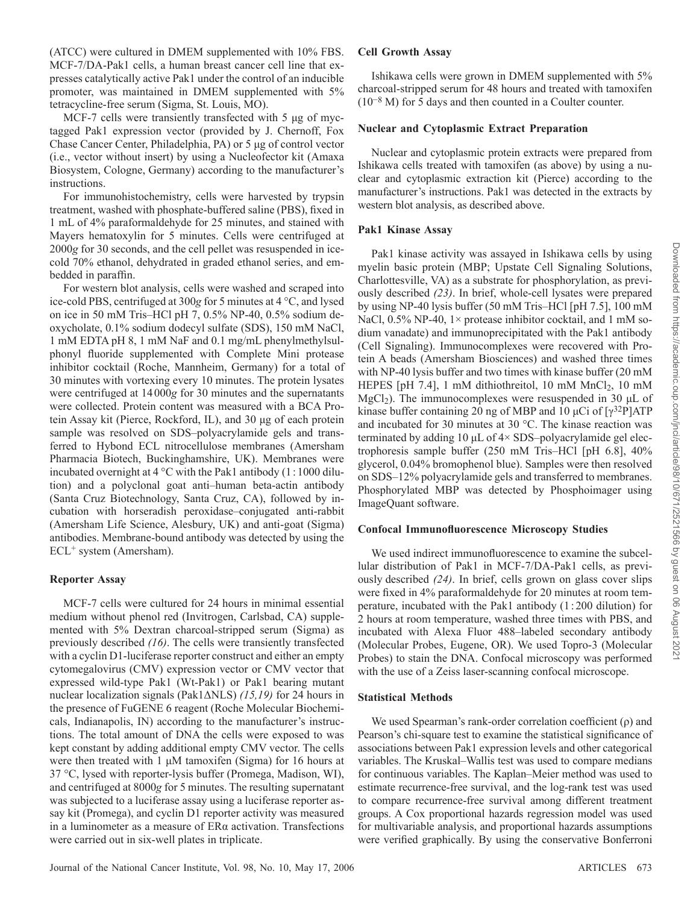(ATCC) were cultured in DMEM supplemented with 10% FBS. MCF-7/DA-Pak1 cells, a human breast cancer cell line that expresses catalytically active Pak1 under the control of an inducible promoter, was maintained in DMEM supplemented with 5% tetracycline-free serum (Sigma, St. Louis, MO).

MCF-7 cells were transiently transfected with 5 μg of myc-tagged Pak1 expression vector (provided by J. Chernoff, Fox Chase Cancer Center, Philadelphia, PA) or 5 μg of control vector (i.e., vector without insert) by using a Nucleofector kit (Amaxa Biosystem, Cologne, Germany) according to the manufacturer's instructions.

For immunohistochemistry, cells were harvested by trypsin treatment, washed with phosphate-buffered saline (PBS), fixed in 1 mL of 4% paraformaldehyde for 25 minutes, and stained with Mayers hematoxylin for 5 minutes. Cells were centrifuged at 2000*g* for 30 seconds, and the cell pellet was resuspended in ice-cold 70% ethanol, dehydrated in graded ethanol series, and embedded in paraffin.

For western blot analysis, cells were washed and scraped into ice-cold PBS, centrifuged at 300*g* for 5 minutes at 4 °C, and lysed on ice in 50 mM Tris–HCl pH 7, 0.5% NP-40, 0.5% sodium deoxycholate, 0.1% sodium dodecyl sulfate (SDS), 150 mM NaCl, 1 mM EDTA pH 8, 1 mM NaF and 0.1 mg/mL phenylmethylsulphonyl fluoride supplemented with Complete Mini protease inhibitor cocktail (Roche, Mannheim, Germany) for a total of 30 minutes with vortexing every 10 minutes. The protein lysates were centrifuged at 14 000*g* for 30 minutes and the supernatants were collected. Protein content was measured with a BCA Protein Assay kit (Pierce, Rockford, IL), and 30 μg of each protein sample was resolved on SDS–polyacrylamide gels and transferred to Hybond ECL nitrocellulose membranes (Amersham Pharmacia Biotech, Buckinghamshire, UK). Membranes were incubated overnight at 4 °C with the Pak1 antibody (1 : 1000 dilution) and a polyclonal goat anti–human beta-actin antibody (Santa Cruz Biotechnology, Santa Cruz, CA), followed by incubation with horseradish peroxidase–conjugated anti-rabbit (Amersham Life Science, Alesbury, UK) and anti-goat (Sigma) antibodies. Membrane-bound antibody was detected by using the ECL$^+$ system (Amersham).

### Reporter Assay

MCF-7 cells were cultured for 24 hours in minimal essential medium without phenol red (Invitrogen, Carlsbad, CA) supplemented with 5% Dextran charcoal-stripped serum (Sigma) as previously described *(16)*. The cells were transiently transfected with a cyclin D1-luciferase reporter construct and either an empty cytomegalovirus (CMV) expression vector or CMV vector that expressed wild-type Pak1 (Wt-Pak1) or Pak1 bearing mutant nuclear localization signals (Pak1ΔNLS) *(15,19)* for 24 hours in the presence of FuGENE 6 reagent (Roche Molecular Biochemicals, Indianapolis, IN) according to the manufacturer's instructions. The total amount of DNA the cells were exposed to was kept constant by adding additional empty CMV vector. The cells were then treated with 1 μM tamoxifen (Sigma) for 16 hours at 37 °C, lysed with reporter-lysis buffer (Promega, Madison, WI), and centrifuged at 8000*g* for 5 minutes. The resulting supernatant was subjected to a luciferase assay using a luciferase reporter assay kit (Promega), and cyclin D1 reporter activity was measured in a luminometer as a measure of ERα activation. Transfections were carried out in six-well plates in triplicate.

### Cell Growth Assay

Ishikawa cells were grown in DMEM supplemented with 5% charcoal-stripped serum for 48 hours and treated with tamoxifen ($10^{-8}$ M) for 5 days and then counted in a Coulter counter.

### Nuclear and Cytoplasmic Extract Preparation

Nuclear and cytoplasmic protein extracts were prepared from Ishikawa cells treated with tamoxifen (as above) by using a nuclear and cytoplasmic extraction kit (Pierce) according to the manufacturer's instructions. Pak1 was detected in the extracts by western blot analysis, as described above.

### Pak1 Kinase Assay

Pak1 kinase activity was assayed in Ishikawa cells by using myelin basic protein (MBP; Upstate Cell Signaling Solutions, Charlottesville, VA) as a substrate for phosphorylation, as previously described *(23)*. In brief, whole-cell lysates were prepared by using NP-40 lysis buffer (50 mM Tris–HCl [pH 7.5], 100 mM NaCl, 0.5% NP-40, 1× protease inhibitor cocktail, and 1 mM sodium vanadate) and immunoprecipitated with the Pak1 antibody (Cell Signaling). Immunocomplexes were recovered with Protein A beads (Amersham Biosciences) and washed three times with NP-40 lysis buffer and two times with kinase buffer (20 mM HEPES [pH 7.4], 1 mM dithiothreitol, 10 mM $MnCl_2$, 10 mM $MgCl_2$). The immunocomplexes were resuspended in 30 μL of kinase buffer containing 20 ng of MBP and 10 μCi of [$\gamma^{32}$P]ATP and incubated for 30 minutes at 30 °C. The kinase reaction was terminated by adding 10 μL of 4× SDS–polyacrylamide gel electrophoresis sample buffer (250 mM Tris–HCl [pH 6.8], 40% glycerol, 0.04% bromophenol blue). Samples were then resolved on SDS–12% polyacrylamide gels and transferred to membranes. Phosphorylated MBP was detected by Phosphoimager using ImageQuant software.

### Confocal Immunofluorescence Microscopy Studies

We used indirect immunofluorescence to examine the subcellular distribution of Pak1 in MCF-7/DA-Pak1 cells, as previously described *(24)*. In brief, cells grown on glass cover slips were fixed in 4% paraformaldehyde for 20 minutes at room temperature, incubated with the Pak1 antibody (1 : 200 dilution) for 2 hours at room temperature, washed three times with PBS, and incubated with Alexa Fluor 488–labeled secondary antibody (Molecular Probes, Eugene, OR). We used Topro-3 (Molecular Probes) to stain the DNA. Confocal microscopy was performed with the use of a Zeiss laser-scanning confocal microscope.

### Statistical Methods

We used Spearman's rank-order correlation coefficient (ρ) and Pearson's chi-square test to examine the statistical significance of associations between Pak1 expression levels and other categorical variables. The Kruskal–Wallis test was used to compare medians for continuous variables. The Kaplan–Meier method was used to estimate recurrence-free survival, and the log-rank test was used to compare recurrence-free survival among different treatment groups. A Cox proportional hazards regression model was used for multivariable analysis, and proportional hazards assumptions were verified graphically. By using the conservative Bonferroni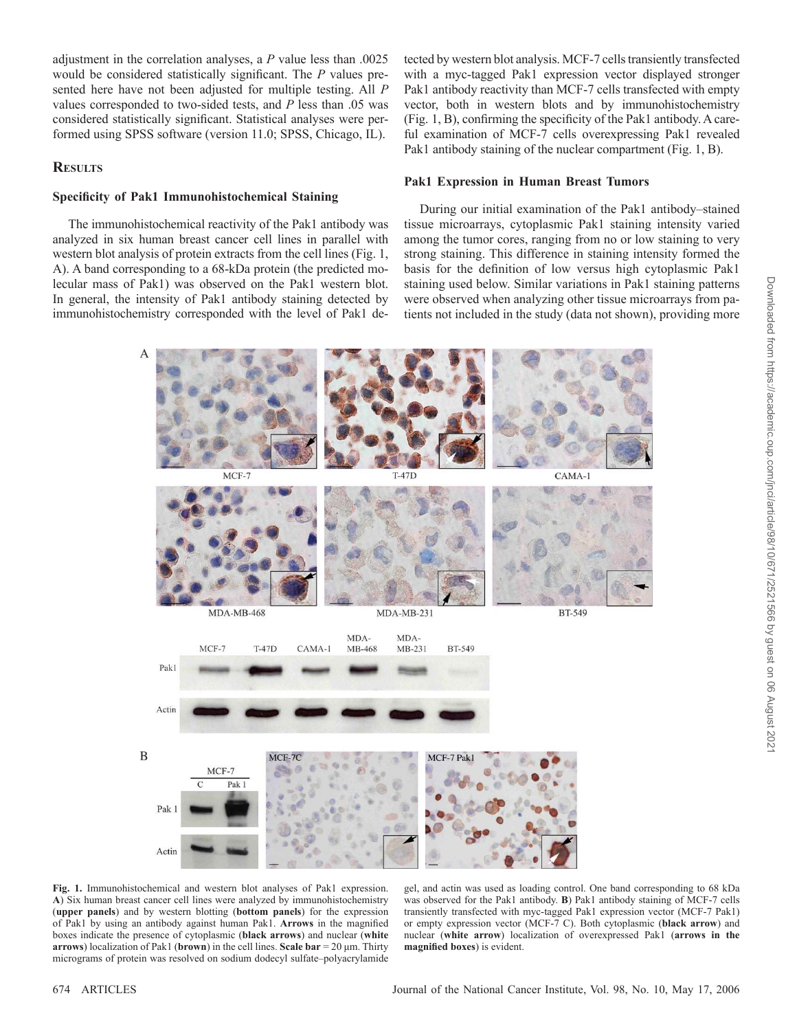adjustment in the correlation analyses, a *P* value less than .0025 would be considered statistically significant. The *P* values presented here have not been adjusted for multiple testing. All *P* values corresponded to two-sided tests, and *P* less than .05 was considered statistically significant. Statistical analyses were performed using SPSS software (version 11.0; SPSS, Chicago, IL).

## Results

### Specificity of Pak1 Immunohistochemical Staining

The immunohistochemical reactivity of the Pak1 antibody was analyzed in six human breast cancer cell lines in parallel with western blot analysis of protein extracts from the cell lines (Fig. 1, A). A band corresponding to a 68-kDa protein (the predicted molecular mass of Pak1) was observed on the Pak1 western blot. In general, the intensity of Pak1 antibody staining detected by immunohistochemistry corresponded with the level of Pak1 detected by western blot analysis. MCF-7 cells transiently transfected with a myc-tagged Pak1 expression vector displayed stronger Pak1 antibody reactivity than MCF-7 cells transfected with empty vector, both in western blots and by immunohistochemistry (Fig. 1, B), confirming the specificity of the Pak1 antibody. A careful examination of MCF-7 cells overexpressing Pak1 revealed Pak1 antibody staining of the nuclear compartment (Fig. 1, B).

### Pak1 Expression in Human Breast Tumors

During our initial examination of the Pak1 antibody–stained tissue microarrays, cytoplasmic Pak1 staining intensity varied among the tumor cores, ranging from no or low staining to very strong staining. This difference in staining intensity formed the basis for the definition of low versus high cytoplasmic Pak1 staining used below. Similar variations in Pak1 staining patterns were observed when analyzing other tissue microarrays from patients not included in the study (data not shown), providing more

**Fig. 1.** Immunohistochemical and western blot analyses of Pak1 expression. **A**) Six human breast cancer cell lines were analyzed by immunohistochemistry (**upper panels**) and by western blotting (**bottom panels**) for the expression of Pak1 by using an antibody against human Pak1. **Arrows** in the magnified boxes indicate the presence of cytoplasmic (**black arrows**) and nuclear (**white arrows**) localization of Pak1 (**brown**) in the cell lines. **Scale bar** = 20 μm. Thirty micrograms of protein was resolved on sodium dodecyl sulfate–polyacrylamide gel, and actin was used as loading control. One band corresponding to 68 kDa was observed for the Pak1 antibody. **B**) Pak1 antibody staining of MCF-7 cells transiently transfected with myc-tagged Pak1 expression vector (MCF-7 Pak1) or empty expression vector (MCF-7 C). Both cytoplasmic (**black arrow**) and nuclear (**white arrow**) localization of overexpressed Pak1 (**arrows in the magnified boxes**) is evident.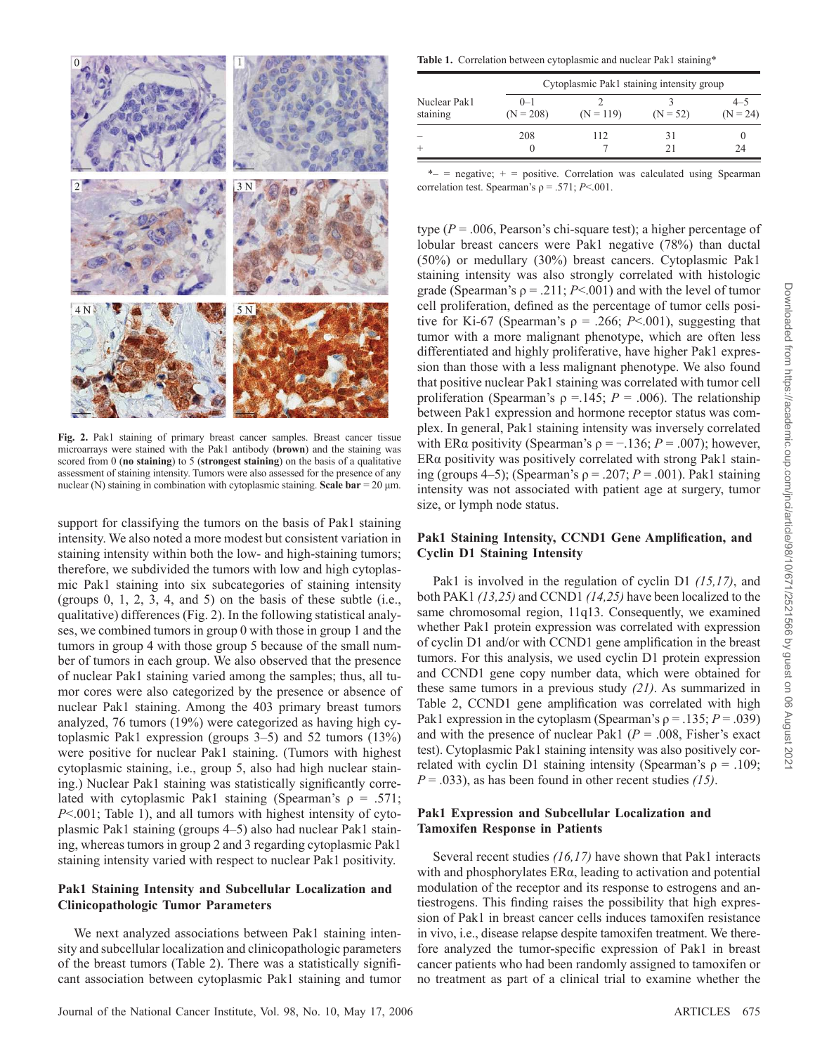Fig. 2. Pak1 staining of primary breast cancer samples. Breast cancer tissue microarrays were stained with the Pak1 antibody (**brown**) and the staining was scored from 0 (**no staining**) to 5 (**strongest staining**) on the basis of a qualitative assessment of staining intensity. Tumors were also assessed for the presence of any nuclear (N) staining in combination with cytoplasmic staining. **Scale bar** = 20 µm.

support for classifying the tumors on the basis of Pak1 staining intensity. We also noted a more modest but consistent variation in staining intensity within both the low- and high-staining tumors; therefore, we subdivided the tumors with low and high cytoplasmic Pak1 staining into six subcategories of staining intensity (groups 0, 1, 2, 3, 4, and 5) on the basis of these subtle (i.e., qualitative) differences (Fig. 2). In the following statistical analyses, we combined tumors in group 0 with those in group 1 and the tumors in group 4 with those group 5 because of the small number of tumors in each group. We also observed that the presence of nuclear Pak1 staining varied among the samples; thus, all tumor cores were also categorized by the presence or absence of nuclear Pak1 staining. Among the 403 primary breast tumors analyzed, 76 tumors (19%) were categorized as having high cytoplasmic Pak1 expression (groups 3–5) and 52 tumors (13%) were positive for nuclear Pak1 staining. (Tumors with highest cytoplasmic staining, i.e., group 5, also had high nuclear staining.) Nuclear Pak1 staining was statistically significantly correlated with cytoplasmic Pak1 staining (Spearman's ρ = .571; $P$<.001; Table 1), and all tumors with highest intensity of cytoplasmic Pak1 staining (groups 4–5) also had nuclear Pak1 staining, whereas tumors in group 2 and 3 regarding cytoplasmic Pak1 staining intensity varied with respect to nuclear Pak1 positivity.

**Table 1.** Correlation between cytoplasmic and nuclear Pak1 staining*

| Nuclear Pak1 staining | Cytoplasmic Pak1 staining intensity group | | | |
|---|---|---|---|---|
| | 0–1 (N = 208) | 2 (N = 119) | 3 (N = 52) | 4–5 (N = 24) |
| – | 208 | 112 | 31 | 0 |
| + | 0 | 7 | 21 | 24 |

*– = negative; + = positive. Correlation was calculated using Spearman correlation test. Spearman's ρ = .571; $P$<.001.

## Pak1 Staining Intensity and Subcellular Localization and Clinicopathologic Tumor Parameters

We next analyzed associations between Pak1 staining intensity and subcellular localization and clinicopathologic parameters of the breast tumors (Table 2). There was a statistically significant association between cytoplasmic Pak1 staining and tumor type ($P$ = .006, Pearson's chi-square test); a higher percentage of lobular breast cancers were Pak1 negative (78%) than ductal (50%) or medullary (30%) breast cancers. Cytoplasmic Pak1 staining intensity was also strongly correlated with histologic grade (Spearman's ρ = .211; $P$<.001) and with the level of tumor cell proliferation, defined as the percentage of tumor cells positive for Ki-67 (Spearman's ρ = .266; $P$<.001), suggesting that tumor with a more malignant phenotype, which are often less differentiated and highly proliferative, have higher Pak1 expression than those with a less malignant phenotype. We also found that positive nuclear Pak1 staining was correlated with tumor cell proliferation (Spearman's ρ =.145; $P$ = .006). The relationship between Pak1 expression and hormone receptor status was complex. In general, Pak1 staining intensity was inversely correlated with ERα positivity (Spearman's ρ = −.136; $P$ = .007); however, ERα positivity was positively correlated with strong Pak1 staining (groups 4–5); (Spearman's ρ = .207; $P$ = .001). Pak1 staining intensity was not associated with patient age at surgery, tumor size, or lymph node status.

## Pak1 Staining Intensity, CCND1 Gene Amplification, and Cyclin D1 Staining Intensity

Pak1 is involved in the regulation of cyclin D1 *(15,17)*, and both PAK1 *(13,25)* and CCND1 *(14,25)* have been localized to the same chromosomal region, 11q13. Consequently, we examined whether Pak1 protein expression was correlated with expression of cyclin D1 and/or with CCND1 gene amplification in the breast tumors. For this analysis, we used cyclin D1 protein expression and CCND1 gene copy number data, which were obtained for these same tumors in a previous study *(21)*. As summarized in Table 2, CCND1 gene amplification was correlated with high Pak1 expression in the cytoplasm (Spearman's ρ = .135; $P$ = .039) and with the presence of nuclear Pak1 ($P$ = .008, Fisher's exact test). Cytoplasmic Pak1 staining intensity was also positively correlated with cyclin D1 staining intensity (Spearman's ρ = .109; $P$ = .033), as has been found in other recent studies *(15)*.

## Pak1 Expression and Subcellular Localization and Tamoxifen Response in Patients

Several recent studies *(16,17)* have shown that Pak1 interacts with and phosphorylates ERα, leading to activation and potential modulation of the receptor and its response to estrogens and antiestrogens. This finding raises the possibility that high expression of Pak1 in breast cancer cells induces tamoxifen resistance in vivo, i.e., disease relapse despite tamoxifen treatment. We therefore analyzed the tumor-specific expression of Pak1 in breast cancer patients who had been randomly assigned to tamoxifen or no treatment as part of a clinical trial to examine whether the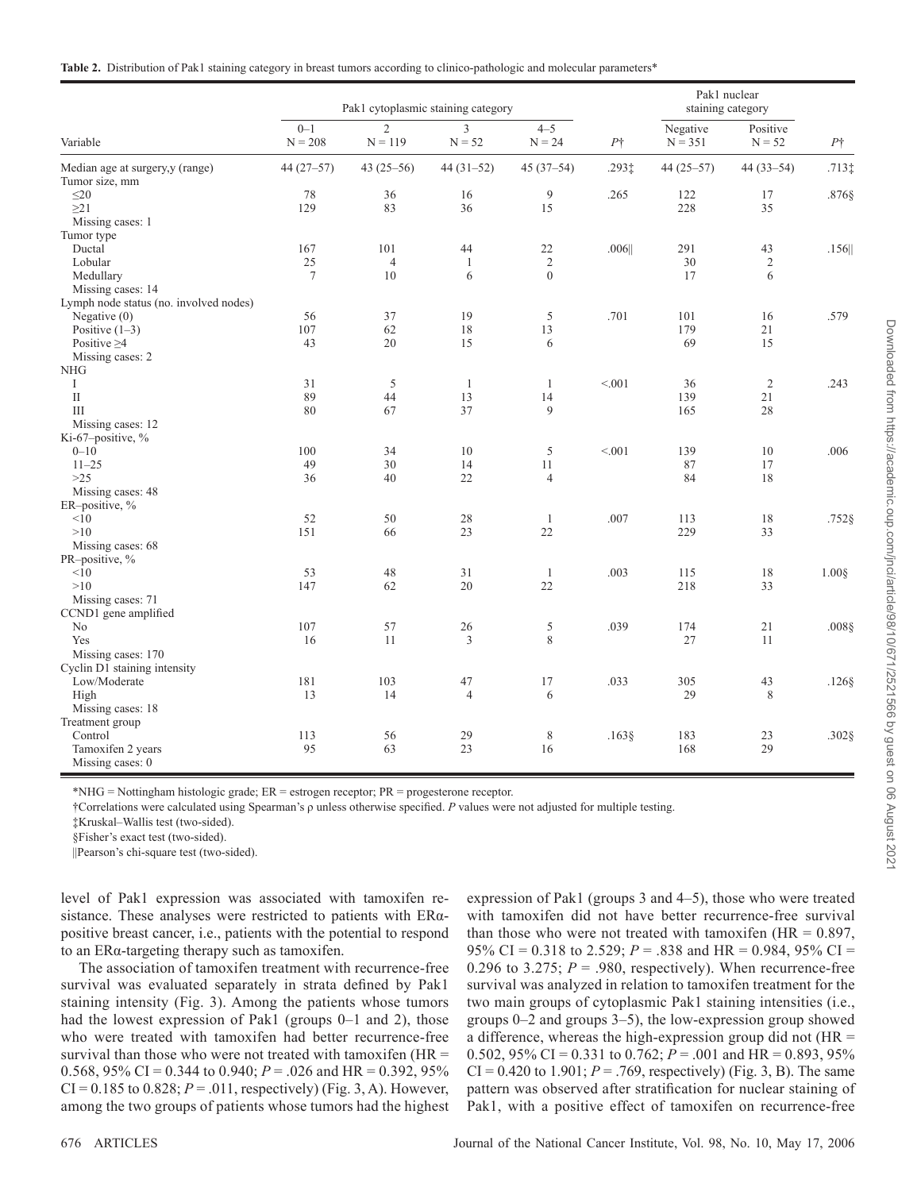**Table 2.** Distribution of Pak1 staining category in breast tumors according to clinico-pathologic and molecular parameters*

| Variable | Pak1 cytoplasmic staining category | | | | | Pak1 nuclear staining category | | |
|---|---|---|---|---|---|---|---|---|
| | 0–1 N = 208 | 2 N = 119 | 3 N = 52 | 4–5 N = 24 | P† | Negative N = 351 | Positive N = 52 | P† |
| Median age at surgery,y (range) | 44 (27–57) | 43 (25–56) | 44 (31–52) | 45 (37–54) | .293‡ | 44 (25–57) | 44 (33–54) | .713‡ |
| Tumor size, mm | | | | | | | | |
| ≤20 | 78 | 36 | 16 | 9 | .265 | 122 | 17 | .876§ |
| ≥21 | 129 | 83 | 36 | 15 | | 228 | 35 | |
| Missing cases: 1 | | | | | | | | |
| Tumor type | | | | | | | | |
| Ductal | 167 | 101 | 44 | 22 | .006‖ | 291 | 43 | .156‖ |
| Lobular | 25 | 4 | 1 | 2 | | 30 | 2 | |
| Medullary | 7 | 10 | 6 | 0 | | 17 | 6 | |
| Missing cases: 14 | | | | | | | | |
| Lymph node status (no. involved nodes) | | | | | | | | |
| Negative (0) | 56 | 37 | 19 | 5 | .701 | 101 | 16 | .579 |
| Positive (1–3) | 107 | 62 | 18 | 13 | | 179 | 21 | |
| Positive ≥4 | 43 | 20 | 15 | 6 | | 69 | 15 | |
| Missing cases: 2 | | | | | | | | |
| NHG | | | | | | | | |
| I | 31 | 5 | 1 | 1 | <.001 | 36 | 2 | .243 |
| II | 89 | 44 | 13 | 14 | | 139 | 21 | |
| III | 80 | 67 | 37 | 9 | | 165 | 28 | |
| Missing cases: 12 | | | | | | | | |
| Ki-67–positive, % | | | | | | | | |
| 0–10 | 100 | 34 | 10 | 5 | <.001 | 139 | 10 | .006 |
| 11–25 | 49 | 30 | 14 | 11 | | 87 | 17 | |
| >25 | 36 | 40 | 22 | 4 | | 84 | 18 | |
| Missing cases: 48 | | | | | | | | |
| ER–positive, % | | | | | | | | |
| <10 | 52 | 50 | 28 | 1 | .007 | 113 | 18 | .752§ |
| >10 | 151 | 66 | 23 | 22 | | 229 | 33 | |
| Missing cases: 68 | | | | | | | | |
| PR–positive, % | | | | | | | | |
| <10 | 53 | 48 | 31 | 1 | .003 | 115 | 18 | 1.00§ |
| >10 | 147 | 62 | 20 | 22 | | 218 | 33 | |
| Missing cases: 71 | | | | | | | | |
| CCND1 gene amplified | | | | | | | | |
| No | 107 | 57 | 26 | 5 | .039 | 174 | 21 | .008§ |
| Yes | 16 | 11 | 3 | 8 | | 27 | 11 | |
| Missing cases: 170 | | | | | | | | |
| Cyclin D1 staining intensity | | | | | | | | |
| Low/Moderate | 181 | 103 | 47 | 17 | .033 | 305 | 43 | .126§ |
| High | 13 | 14 | 4 | 6 | | 29 | 8 | |
| Missing cases: 18 | | | | | | | | |
| Treatment group | | | | | | | | |
| Control | 113 | 56 | 29 | 8 | .163§ | 183 | 23 | .302§ |
| Tamoxifen 2 years | 95 | 63 | 23 | 16 | | 168 | 29 | |
| Missing cases: 0 | | | | | | | | |

*NHG = Nottingham histologic grade; ER = estrogen receptor; PR = progesterone receptor.

†Correlations were calculated using Spearman's ρ unless otherwise specified. *P* values were not adjusted for multiple testing.

‡Kruskal–Wallis test (two-sided).

§Fisher's exact test (two-sided).

‖Pearson's chi-square test (two-sided).

level of Pak1 expression was associated with tamoxifen resistance. These analyses were restricted to patients with ERα-positive breast cancer, i.e., patients with the potential to respond to an ERα-targeting therapy such as tamoxifen.

The association of tamoxifen treatment with recurrence-free survival was evaluated separately in strata defined by Pak1 staining intensity (Fig. 3). Among the patients whose tumors had the lowest expression of Pak1 (groups 0–1 and 2), those who were treated with tamoxifen had better recurrence-free survival than those who were not treated with tamoxifen (HR = 0.568, 95% CI = 0.344 to 0.940; *P* = .026 and HR = 0.392, 95% CI = 0.185 to 0.828; *P* = .011, respectively) (Fig. 3, A). However, among the two groups of patients whose tumors had the highest expression of Pak1 (groups 3 and 4–5), those who were treated with tamoxifen did not have better recurrence-free survival than those who were not treated with tamoxifen (HR = 0.897, 95% CI = 0.318 to 2.529; *P* = .838 and HR = 0.984, 95% CI = 0.296 to 3.275; *P* = .980, respectively). When recurrence-free survival was analyzed in relation to tamoxifen treatment for the two main groups of cytoplasmic Pak1 staining intensities (i.e., groups 0–2 and groups 3–5), the low-expression group showed a difference, whereas the high-expression group did not (HR = 0.502, 95% CI = 0.331 to 0.762; *P* = .001 and HR = 0.893, 95% CI = 0.420 to 1.901; *P* = .769, respectively) (Fig. 3, B). The same pattern was observed after stratification for nuclear staining of Pak1, with a positive effect of tamoxifen on recurrence-free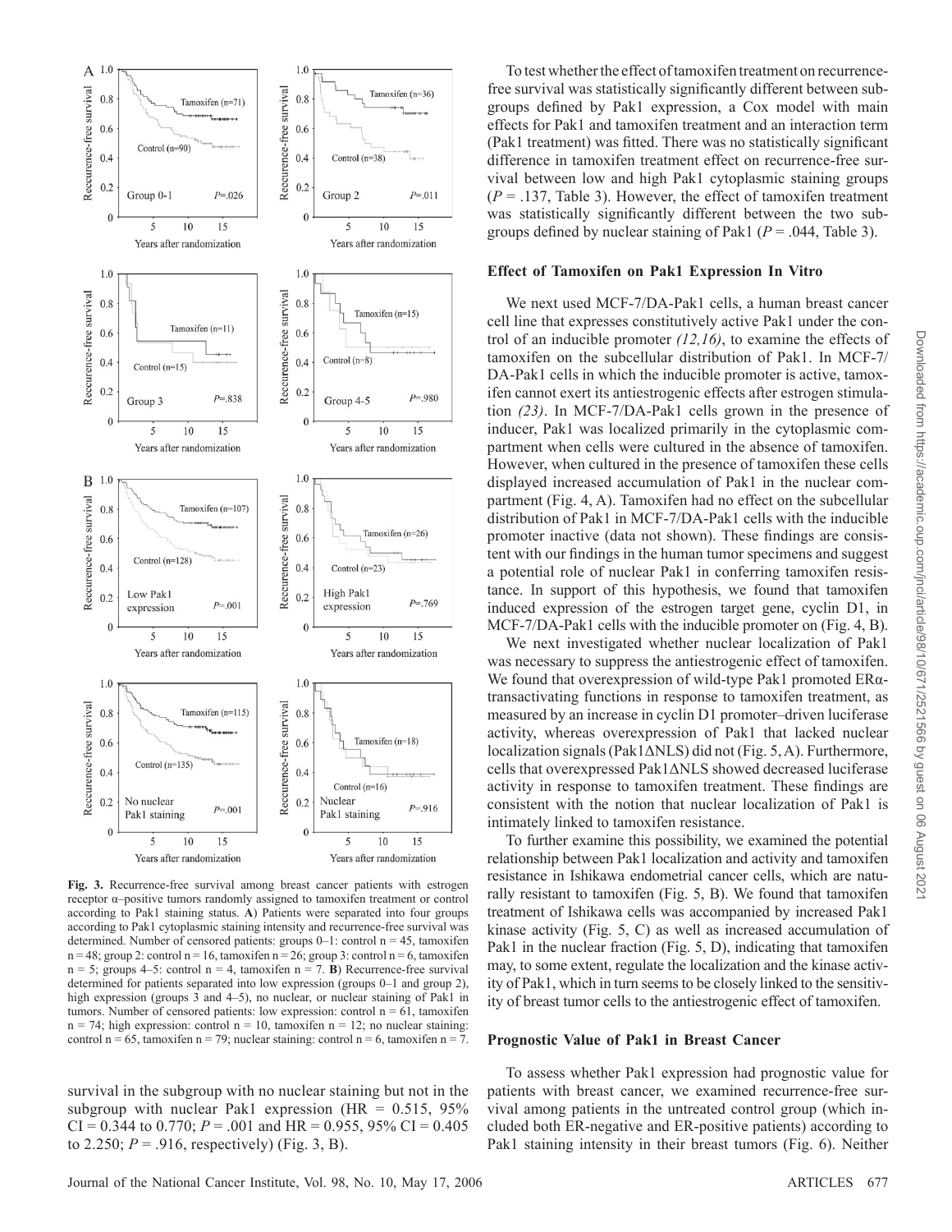Fig. 3. Recurrence-free survival among breast cancer patients with estrogen receptor α–positive tumors randomly assigned to tamoxifen treatment or control according to Pak1 staining status. **A**) Patients were separated into four groups according to Pak1 cytoplasmic staining intensity and recurrence-free survival was determined. Number of censored patients: groups 0–1: control n = 45, tamoxifen n = 48; group 2: control n = 16, tamoxifen n = 26; group 3: control n = 6, tamoxifen n = 5; groups 4–5: control n = 4, tamoxifen n = 7. **B**) Recurrence-free survival determined for patients separated into low expression (groups 0–1 and group 2), high expression (groups 3 and 4–5), no nuclear, or nuclear staining of Pak1 in tumors. Number of censored patients: low expression: control n = 61, tamoxifen n = 74; high expression: control n = 10, tamoxifen n = 12; no nuclear staining: control n = 65, tamoxifen n = 79; nuclear staining: control n = 6, tamoxifen n = 7.

survival in the subgroup with no nuclear staining but not in the subgroup with nuclear Pak1 expression (HR = 0.515, 95% CI = 0.344 to 0.770; $P$ = .001 and HR = 0.955, 95% CI = 0.405 to 2.250; $P$ = .916, respectively) (Fig. 3, B).

To test whether the effect of tamoxifen treatment on recurrence-free survival was statistically significantly different between subgroups defined by Pak1 expression, a Cox model with main effects for Pak1 and tamoxifen treatment and an interaction term (Pak1 treatment) was fitted. There was no statistically significant difference in tamoxifen treatment effect on recurrence-free survival between low and high Pak1 cytoplasmic staining groups ($P$ = .137, Table 3). However, the effect of tamoxifen treatment was statistically significantly different between the two subgroups defined by nuclear staining of Pak1 ($P$ = .044, Table 3).

### Effect of Tamoxifen on Pak1 Expression In Vitro

We next used MCF-7/DA-Pak1 cells, a human breast cancer cell line that expresses constitutively active Pak1 under the control of an inducible promoter *(12,16)*, to examine the effects of tamoxifen on the subcellular distribution of Pak1. In MCF-7/DA-Pak1 cells in which the inducible promoter is active, tamoxifen cannot exert its antiestrogenic effects after estrogen stimulation *(23)*. In MCF-7/DA-Pak1 cells grown in the presence of inducer, Pak1 was localized primarily in the cytoplasmic compartment when cells were cultured in the absence of tamoxifen. However, when cultured in the presence of tamoxifen these cells displayed increased accumulation of Pak1 in the nuclear compartment (Fig. 4, A). Tamoxifen had no effect on the subcellular distribution of Pak1 in MCF-7/DA-Pak1 cells with the inducible promoter inactive (data not shown). These findings are consistent with our findings in the human tumor specimens and suggest a potential role of nuclear Pak1 in conferring tamoxifen resistance. In support of this hypothesis, we found that tamoxifen induced expression of the estrogen target gene, cyclin D1, in MCF-7/DA-Pak1 cells with the inducible promoter on (Fig. 4, B).

We next investigated whether nuclear localization of Pak1 was necessary to suppress the antiestrogenic effect of tamoxifen. We found that overexpression of wild-type Pak1 promoted ERα-transactivating functions in response to tamoxifen treatment, as measured by an increase in cyclin D1 promoter–driven luciferase activity, whereas overexpression of Pak1 that lacked nuclear localization signals (Pak1ΔNLS) did not (Fig. 5, A). Furthermore, cells that overexpressed Pak1ΔNLS showed decreased luciferase activity in response to tamoxifen treatment. These findings are consistent with the notion that nuclear localization of Pak1 is intimately linked to tamoxifen resistance.

To further examine this possibility, we examined the potential relationship between Pak1 localization and activity and tamoxifen resistance in Ishikawa endometrial cancer cells, which are naturally resistant to tamoxifen (Fig. 5, B). We found that tamoxifen treatment of Ishikawa cells was accompanied by increased Pak1 kinase activity (Fig. 5, C) as well as increased accumulation of Pak1 in the nuclear fraction (Fig. 5, D), indicating that tamoxifen may, to some extent, regulate the localization and the kinase activity of Pak1, which in turn seems to be closely linked to the sensitivity of breast tumor cells to the antiestrogenic effect of tamoxifen.

### Prognostic Value of Pak1 in Breast Cancer

To assess whether Pak1 expression had prognostic value for patients with breast cancer, we examined recurrence-free survival among patients in the untreated control group (which included both ER-negative and ER-positive patients) according to Pak1 staining intensity in their breast tumors (Fig. 6). Neither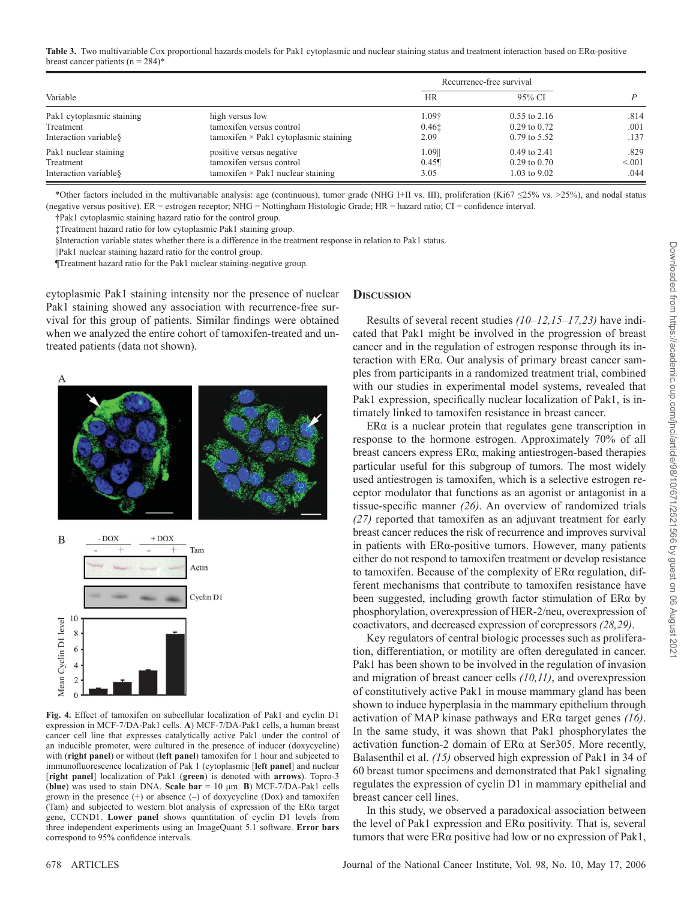**Table 3.** Two multivariable Cox proportional hazards models for Pak1 cytoplasmic and nuclear staining status and treatment interaction based on ERα-positive breast cancer patients (n = 284)*

| Variable | | Recurrence-free survival | | |
|---|---|---|---|---|
| | | HR | 95% CI | *P* |
| Pak1 cytoplasmic staining | high versus low | 1.09† | 0.55 to 2.16 | .814 |
| Treatment | tamoxifen versus control | 0.46‡ | 0.29 to 0.72 | .001 |
| Interaction variable§ | tamoxifen × Pak1 cytoplasmic staining | 2.09 | 0.79 to 5.52 | .137 |
| Pak1 nuclear staining | positive versus negative | 1.09‖ | 0.49 to 2.41 | .829 |
| Treatment | tamoxifen versus control | 0.45¶ | 0.29 to 0.70 | <.001 |
| Interaction variable§ | tamoxifen × Pak1 nuclear staining | 3.05 | 1.03 to 9.02 | .044 |

*Other factors included in the multivariable analysis: age (continuous), tumor grade (NHG I+II vs. III), proliferation (Ki67 ≤25% vs. >25%), and nodal status (negative versus positive). ER = estrogen receptor; NHG = Nottingham Histologic Grade; HR = hazard ratio; CI = confidence interval.

†Pak1 cytoplasmic staining hazard ratio for the control group.

‡Treatment hazard ratio for low cytoplasmic Pak1 staining group.

§Interaction variable states whether there is a difference in the treatment response in relation to Pak1 status.

‖Pak1 nuclear staining hazard ratio for the control group.

¶Treatment hazard ratio for the Pak1 nuclear staining-negative group.

cytoplasmic Pak1 staining intensity nor the presence of nuclear Pak1 staining showed any association with recurrence-free survival for this group of patients. Similar findings were obtained when we analyzed the entire cohort of tamoxifen-treated and untreated patients (data not shown).

**Fig. 4.** Effect of tamoxifen on subcellular localization of Pak1 and cyclin D1 expression in MCF-7/DA-Pak1 cells. **A**) MCF-7/DA-Pak1 cells, a human breast cancer cell line that expresses catalytically active Pak1 under the control of an inducible promoter, were cultured in the presence of inducer (doxycycline) with (**right panel**) or without (**left panel**) tamoxifen for 1 hour and subjected to immunofluorescence localization of Pak 1 (cytoplasmic [**left panel**] and nuclear [**right panel**] localization of Pak1 (**green**) is denoted with **arrows**). Topro-3 (**blue**) was used to stain DNA. **Scale bar** = 10 μm. **B**) MCF-7/DA-Pak1 cells grown in the presence (+) or absence (–) of doxycycline (Dox) and tamoxifen (Tam) and subjected to western blot analysis of expression of the ERα target gene, CCND1. **Lower panel** shows quantitation of cyclin D1 levels from three independent experiments using an ImageQuant 5.1 software. **Error bars** correspond to 95% confidence intervals.

## Discussion

Results of several recent studies *(10–12,15–17,23)* have indicated that Pak1 might be involved in the progression of breast cancer and in the regulation of estrogen response through its interaction with ERα. Our analysis of primary breast cancer samples from participants in a randomized treatment trial, combined with our studies in experimental model systems, revealed that Pak1 expression, specifically nuclear localization of Pak1, is intimately linked to tamoxifen resistance in breast cancer.

ERα is a nuclear protein that regulates gene transcription in response to the hormone estrogen. Approximately 70% of all breast cancers express ERα, making antiestrogen-based therapies particular useful for this subgroup of tumors. The most widely used antiestrogen is tamoxifen, which is a selective estrogen receptor modulator that functions as an agonist or antagonist in a tissue-specific manner *(26)*. An overview of randomized trials *(27)* reported that tamoxifen as an adjuvant treatment for early breast cancer reduces the risk of recurrence and improves survival in patients with ERα-positive tumors. However, many patients either do not respond to tamoxifen treatment or develop resistance to tamoxifen. Because of the complexity of ERα regulation, different mechanisms that contribute to tamoxifen resistance have been suggested, including growth factor stimulation of ERα by phosphorylation, overexpression of HER-2/neu, overexpression of coactivators, and decreased expression of corepressors *(28,29)*.

Key regulators of central biologic processes such as proliferation, differentiation, or motility are often deregulated in cancer. Pak1 has been shown to be involved in the regulation of invasion and migration of breast cancer cells *(10,11)*, and overexpression of constitutively active Pak1 in mouse mammary gland has been shown to induce hyperplasia in the mammary epithelium through activation of MAP kinase pathways and ERα target genes *(16)*. In the same study, it was shown that Pak1 phosphorylates the activation function-2 domain of ERα at Ser305. More recently, Balasenthil et al. *(15)* observed high expression of Pak1 in 34 of 60 breast tumor specimens and demonstrated that Pak1 signaling regulates the expression of cyclin D1 in mammary epithelial and breast cancer cell lines.

In this study, we observed a paradoxical association between the level of Pak1 expression and ERα positivity. That is, several tumors that were ERα positive had low or no expression of Pak1,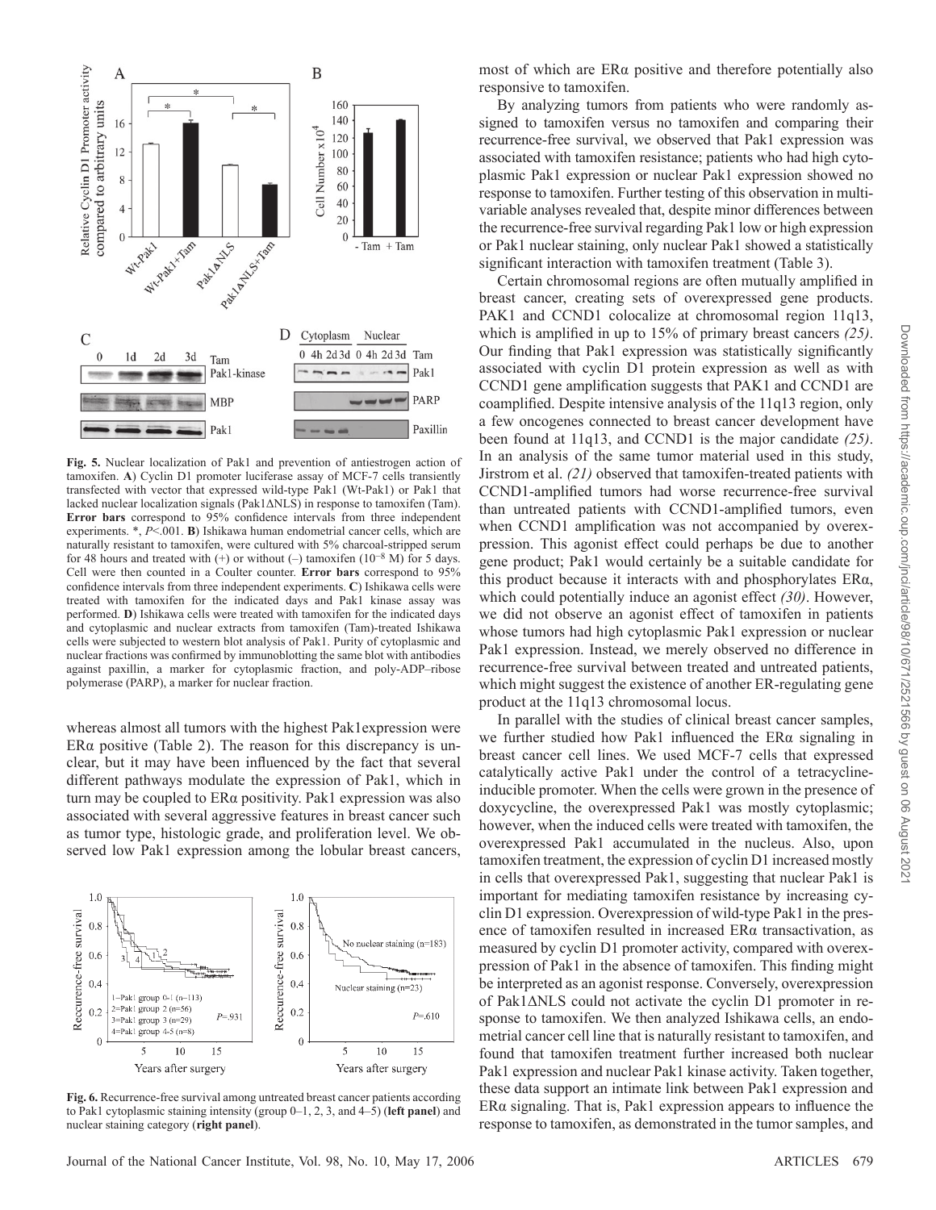**Fig. 5.** Nuclear localization of Pak1 and prevention of antiestrogen action of tamoxifen. **A**) Cyclin D1 promoter luciferase assay of MCF-7 cells transiently transfected with vector that expressed wild-type Pak1 (Wt-Pak1) or Pak1 that lacked nuclear localization signals (Pak1ΔNLS) in response to tamoxifen (Tam). **Error bars** correspond to 95% confidence intervals from three independent experiments. *, $P<.001$. **B**) Ishikawa human endometrial cancer cells, which are naturally resistant to tamoxifen, were cultured with 5% charcoal-stripped serum for 48 hours and treated with (+) or without (–) tamoxifen ($10^{-8}$ M) for 5 days. Cell were then counted in a Coulter counter. **Error bars** correspond to 95% confidence intervals from three independent experiments. **C**) Ishikawa cells were treated with tamoxifen for the indicated days and Pak1 kinase assay was performed. **D**) Ishikawa cells were treated with tamoxifen for the indicated days and cytoplasmic and nuclear extracts from tamoxifen (Tam)-treated Ishikawa cells were subjected to western blot analysis of Pak1. Purity of cytoplasmic and nuclear fractions was confirmed by immunoblotting the same blot with antibodies against paxillin, a marker for cytoplasmic fraction, and poly-ADP–ribose polymerase (PARP), a marker for nuclear fraction.

whereas almost all tumors with the highest Pak1expression were ERα positive (Table 2). The reason for this discrepancy is unclear, but it may have been influenced by the fact that several different pathways modulate the expression of Pak1, which in turn may be coupled to ERα positivity. Pak1 expression was also associated with several aggressive features in breast cancer such as tumor type, histologic grade, and proliferation level. We observed low Pak1 expression among the lobular breast cancers, most of which are ERα positive and therefore potentially also responsive to tamoxifen.

**Fig. 6.** Recurrence-free survival among untreated breast cancer patients according to Pak1 cytoplasmic staining intensity (group 0–1, 2, 3, and 4–5) (**left panel**) and nuclear staining category (**right panel**).

By analyzing tumors from patients who were randomly assigned to tamoxifen versus no tamoxifen and comparing their recurrence-free survival, we observed that Pak1 expression was associated with tamoxifen resistance; patients who had high cytoplasmic Pak1 expression or nuclear Pak1 expression showed no response to tamoxifen. Further testing of this observation in multivariable analyses revealed that, despite minor differences between the recurrence-free survival regarding Pak1 low or high expression or Pak1 nuclear staining, only nuclear Pak1 showed a statistically significant interaction with tamoxifen treatment (Table 3).

Certain chromosomal regions are often mutually amplified in breast cancer, creating sets of overexpressed gene products. PAK1 and CCND1 colocalize at chromosomal region 11q13, which is amplified in up to 15% of primary breast cancers *(25)*. Our finding that Pak1 expression was statistically significantly associated with cyclin D1 protein expression as well as with CCND1 gene amplification suggests that PAK1 and CCND1 are coamplified. Despite intensive analysis of the 11q13 region, only a few oncogenes connected to breast cancer development have been found at 11q13, and CCND1 is the major candidate *(25)*. In an analysis of the same tumor material used in this study, Jirstrom et al. *(21)* observed that tamoxifen-treated patients with CCND1-amplified tumors had worse recurrence-free survival than untreated patients with CCND1-amplified tumors, even when CCND1 amplification was not accompanied by overexpression. This agonist effect could perhaps be due to another gene product; Pak1 would certainly be a suitable candidate for this product because it interacts with and phosphorylates ERα, which could potentially induce an agonist effect *(30)*. However, we did not observe an agonist effect of tamoxifen in patients whose tumors had high cytoplasmic Pak1 expression or nuclear Pak1 expression. Instead, we merely observed no difference in recurrence-free survival between treated and untreated patients, which might suggest the existence of another ER-regulating gene product at the 11q13 chromosomal locus.

In parallel with the studies of clinical breast cancer samples, we further studied how Pak1 influenced the ERα signaling in breast cancer cell lines. We used MCF-7 cells that expressed catalytically active Pak1 under the control of a tetracycline-inducible promoter. When the cells were grown in the presence of doxycycline, the overexpressed Pak1 was mostly cytoplasmic; however, when the induced cells were treated with tamoxifen, the overexpressed Pak1 accumulated in the nucleus. Also, upon tamoxifen treatment, the expression of cyclin D1 increased mostly in cells that overexpressed Pak1, suggesting that nuclear Pak1 is important for mediating tamoxifen resistance by increasing cyclin D1 expression. Overexpression of wild-type Pak1 in the presence of tamoxifen resulted in increased ERα transactivation, as measured by cyclin D1 promoter activity, compared with overexpression of Pak1 in the absence of tamoxifen. This finding might be interpreted as an agonist response. Conversely, overexpression of Pak1ΔNLS could not activate the cyclin D1 promoter in response to tamoxifen. We then analyzed Ishikawa cells, an endometrial cancer cell line that is naturally resistant to tamoxifen, and found that tamoxifen treatment further increased both nuclear Pak1 expression and nuclear Pak1 kinase activity. Taken together, these data support an intimate link between Pak1 expression and ERα signaling. That is, Pak1 expression appears to influence the response to tamoxifen, as demonstrated in the tumor samples, and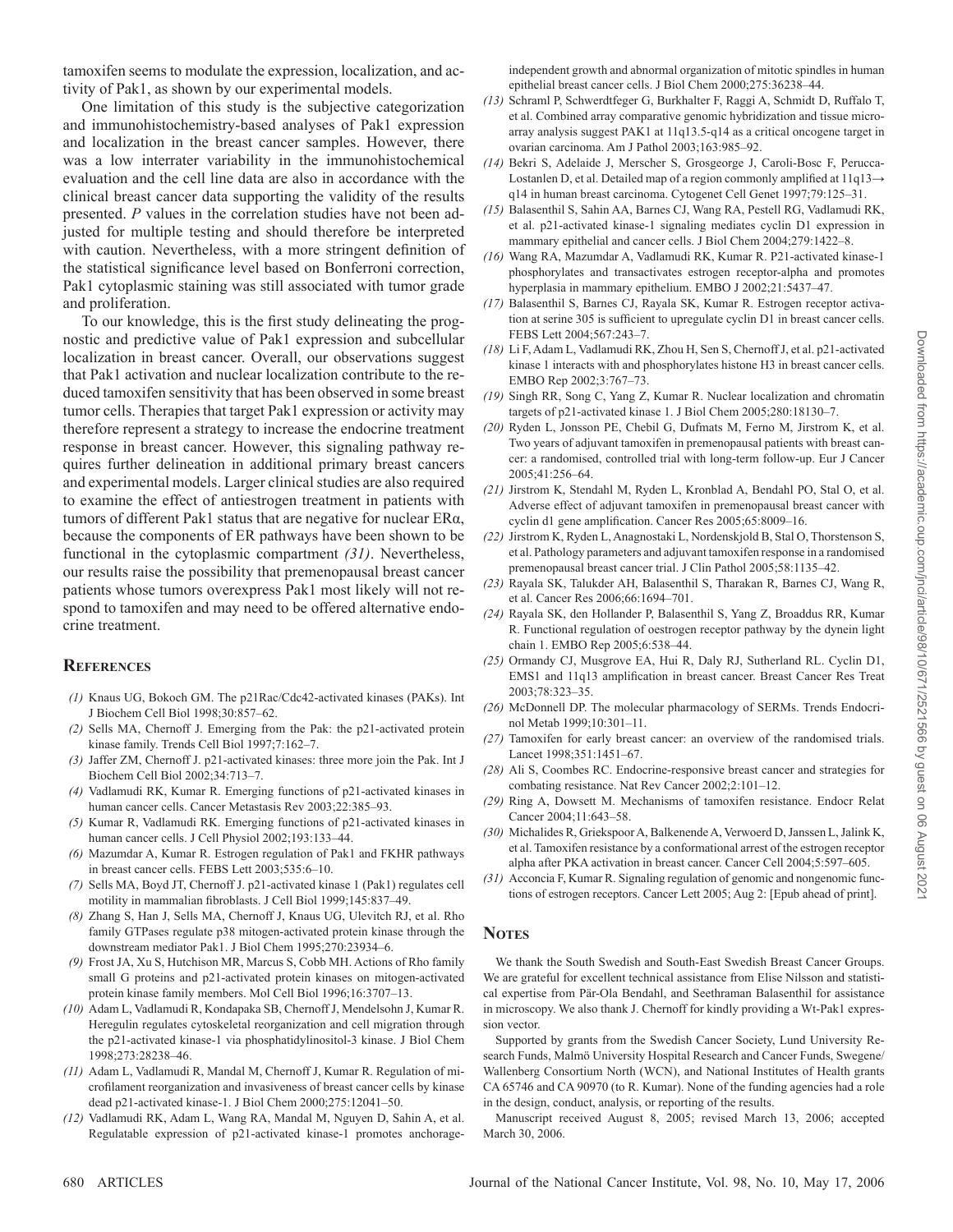tamoxifen seems to modulate the expression, localization, and activity of Pak1, as shown by our experimental models.

One limitation of this study is the subjective categorization and immunohistochemistry-based analyses of Pak1 expression and localization in the breast cancer samples. However, there was a low interrater variability in the immunohistochemical evaluation and the cell line data are also in accordance with the clinical breast cancer data supporting the validity of the results presented. *P* values in the correlation studies have not been adjusted for multiple testing and should therefore be interpreted with caution. Nevertheless, with a more stringent definition of the statistical significance level based on Bonferroni correction, Pak1 cytoplasmic staining was still associated with tumor grade and proliferation.

To our knowledge, this is the first study delineating the prognostic and predictive value of Pak1 expression and subcellular localization in breast cancer. Overall, our observations suggest that Pak1 activation and nuclear localization contribute to the reduced tamoxifen sensitivity that has been observed in some breast tumor cells. Therapies that target Pak1 expression or activity may therefore represent a strategy to increase the endocrine treatment response in breast cancer. However, this signaling pathway requires further delineation in additional primary breast cancers and experimental models. Larger clinical studies are also required to examine the effect of antiestrogen treatment in patients with tumors of different Pak1 status that are negative for nuclear ERα, because the components of ER pathways have been shown to be functional in the cytoplasmic compartment *(31)*. Nevertheless, our results raise the possibility that premenopausal breast cancer patients whose tumors overexpress Pak1 most likely will not respond to tamoxifen and may need to be offered alternative endocrine treatment.

## References

(1) Knaus UG, Bokoch GM. The p21Rac/Cdc42-activated kinases (PAKs). Int J Biochem Cell Biol 1998;30:857–62.

(2) Sells MA, Chernoff J. Emerging from the Pak: the p21-activated protein kinase family. Trends Cell Biol 1997;7:162–7.

(3) Jaffer ZM, Chernoff J. p21-activated kinases: three more join the Pak. Int J Biochem Cell Biol 2002;34:713–7.

(4) Vadlamudi RK, Kumar R. Emerging functions of p21-activated kinases in human cancer cells. Cancer Metastasis Rev 2003;22:385–93.

(5) Kumar R, Vadlamudi RK. Emerging functions of p21-activated kinases in human cancer cells. J Cell Physiol 2002;193:133–44.

(6) Mazumdar A, Kumar R. Estrogen regulation of Pak1 and FKHR pathways in breast cancer cells. FEBS Lett 2003;535:6–10.

(7) Sells MA, Boyd JT, Chernoff J. p21-activated kinase 1 (Pak1) regulates cell motility in mammalian fibroblasts. J Cell Biol 1999;145:837–49.

(8) Zhang S, Han J, Sells MA, Chernoff J, Knaus UG, Ulevitch RJ, et al. Rho family GTPases regulate p38 mitogen-activated protein kinase through the downstream mediator Pak1. J Biol Chem 1995;270:23934–6.

(9) Frost JA, Xu S, Hutchison MR, Marcus S, Cobb MH. Actions of Rho family small G proteins and p21-activated protein kinases on mitogen-activated protein kinase family members. Mol Cell Biol 1996;16:3707–13.

(10) Adam L, Vadlamudi R, Kondapaka SB, Chernoff J, Mendelsohn J, Kumar R. Heregulin regulates cytoskeletal reorganization and cell migration through the p21-activated kinase-1 via phosphatidylinositol-3 kinase. J Biol Chem 1998;273:28238–46.

(11) Adam L, Vadlamudi R, Mandal M, Chernoff J, Kumar R. Regulation of microfilament reorganization and invasiveness of breast cancer cells by kinase dead p21-activated kinase-1. J Biol Chem 2000;275:12041–50.

(12) Vadlamudi RK, Adam L, Wang RA, Mandal M, Nguyen D, Sahin A, et al. Regulatable expression of p21-activated kinase-1 promotes anchorage-independent growth and abnormal organization of mitotic spindles in human epithelial breast cancer cells. J Biol Chem 2000;275:36238–44.

(13) Schraml P, Schwerdtfeger G, Burkhalter F, Raggi A, Schmidt D, Ruffalo T, et al. Combined array comparative genomic hybridization and tissue microarray analysis suggest PAK1 at 11q13.5-q14 as a critical oncogene target in ovarian carcinoma. Am J Pathol 2003;163:985–92.

(14) Bekri S, Adelaide J, Merscher S, Grosgeorge J, Caroli-Bosc F, Perucca-Lostanlen D, et al. Detailed map of a region commonly amplified at 11q13→q14 in human breast carcinoma. Cytogenet Cell Genet 1997;79:125–31.

(15) Balasenthil S, Sahin AA, Barnes CJ, Wang RA, Pestell RG, Vadlamudi RK, et al. p21-activated kinase-1 signaling mediates cyclin D1 expression in mammary epithelial and cancer cells. J Biol Chem 2004;279:1422–8.

(16) Wang RA, Mazumdar A, Vadlamudi RK, Kumar R. P21-activated kinase-1 phosphorylates and transactivates estrogen receptor-alpha and promotes hyperplasia in mammary epithelium. EMBO J 2002;21:5437–47.

(17) Balasenthil S, Barnes CJ, Rayala SK, Kumar R. Estrogen receptor activation at serine 305 is sufficient to upregulate cyclin D1 in breast cancer cells. FEBS Lett 2004;567:243–7.

(18) Li F, Adam L, Vadlamudi RK, Zhou H, Sen S, Chernoff J, et al. p21-activated kinase 1 interacts with and phosphorylates histone H3 in breast cancer cells. EMBO Rep 2002;3:767–73.

(19) Singh RR, Song C, Yang Z, Kumar R. Nuclear localization and chromatin targets of p21-activated kinase 1. J Biol Chem 2005;280:18130–7.

(20) Ryden L, Jonsson PE, Chebil G, Dufmats M, Ferno M, Jirstrom K, et al. Two years of adjuvant tamoxifen in premenopausal patients with breast cancer: a randomised, controlled trial with long-term follow-up. Eur J Cancer 2005;41:256–64.

(21) Jirstrom K, Stendahl M, Ryden L, Kronblad A, Bendahl PO, Stal O, et al. Adverse effect of adjuvant tamoxifen in premenopausal breast cancer with cyclin d1 gene amplification. Cancer Res 2005;65:8009–16.

(22) Jirstrom K, Ryden L, Anagnostaki L, Nordenskjold B, Stal O, Thorstenson S, et al. Pathology parameters and adjuvant tamoxifen response in a randomised premenopausal breast cancer trial. J Clin Pathol 2005;58:1135–42.

(23) Rayala SK, Talukder AH, Balasenthil S, Tharakan R, Barnes CJ, Wang R, et al. Cancer Res 2006;66:1694–701.

(24) Rayala SK, den Hollander P, Balasenthil S, Yang Z, Broaddus RR, Kumar R. Functional regulation of oestrogen receptor pathway by the dynein light chain 1. EMBO Rep 2005;6:538–44.

(25) Ormandy CJ, Musgrove EA, Hui R, Daly RJ, Sutherland RL. Cyclin D1, EMS1 and 11q13 amplification in breast cancer. Breast Cancer Res Treat 2003;78:323–35.

(26) McDonnell DP. The molecular pharmacology of SERMs. Trends Endocrinol Metab 1999;10:301–11.

(27) Tamoxifen for early breast cancer: an overview of the randomised trials. Lancet 1998;351:1451–67.

(28) Ali S, Coombes RC. Endocrine-responsive breast cancer and strategies for combating resistance. Nat Rev Cancer 2002;2:101–12.

(29) Ring A, Dowsett M. Mechanisms of tamoxifen resistance. Endocr Relat Cancer 2004;11:643–58.

(30) Michalides R, Griekspoor A, Balkenende A, Verwoerd D, Janssen L, Jalink K, et al. Tamoxifen resistance by a conformational arrest of the estrogen receptor alpha after PKA activation in breast cancer. Cancer Cell 2004;5:597–605.

(31) Acconcia F, Kumar R. Signaling regulation of genomic and nongenomic functions of estrogen receptors. Cancer Lett 2005; Aug 2: [Epub ahead of print].

## Notes

We thank the South Swedish and South-East Swedish Breast Cancer Groups. We are grateful for excellent technical assistance from Elise Nilsson and statistical expertise from Pär-Ola Bendahl, and Seethraman Balasenthil for assistance in microscopy. We also thank J. Chernoff for kindly providing a Wt-Pak1 expression vector.

Supported by grants from the Swedish Cancer Society, Lund University Research Funds, Malmö University Hospital Research and Cancer Funds, Swegene/Wallenberg Consortium North (WCN), and National Institutes of Health grants CA 65746 and CA 90970 (to R. Kumar). None of the funding agencies had a role in the design, conduct, analysis, or reporting of the results.

Manuscript received August 8, 2005; revised March 13, 2006; accepted March 30, 2006.